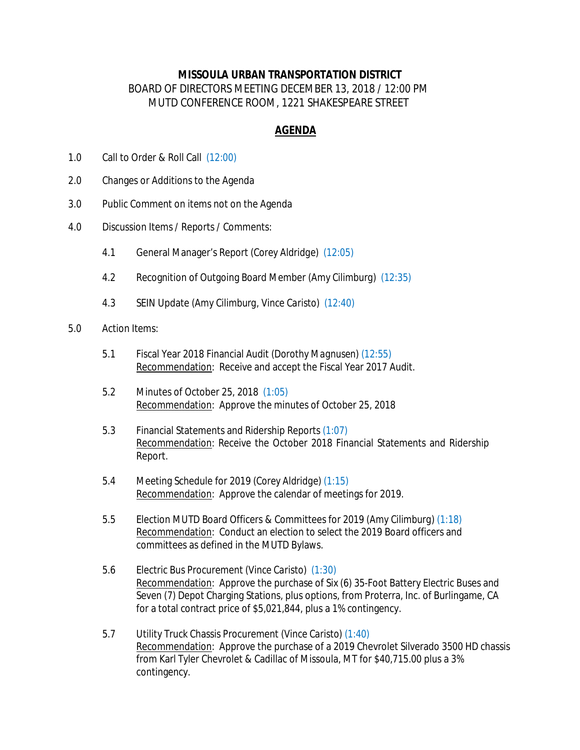**MISSOULA URBAN TRANSPORTATION DISTRICT**
BOARD OF DIRECTORS MEETING DECEMBER 13, 2018 / 12:00 PM
MUTD CONFERENCE ROOM, 1221 SHAKESPEARE STREET

**AGENDA**

1.0 Call to Order & Roll Call (12:00)

2.0 Changes or Additions to the Agenda

3.0 Public Comment on items not on the Agenda

4.0 Discussion Items / Reports / Comments:

4.1 General Manager's Report (Corey Aldridge) (12:05)

4.2 Recognition of Outgoing Board Member (Amy Cilimburg) (12:35)

4.3 SEIN Update (Amy Cilimburg, Vince Caristo) (12:40)

5.0 Action Items:

5.1 Fiscal Year 2018 Financial Audit (Dorothy Magnusen) (12:55)
Recommendation: Receive and accept the Fiscal Year 2017 Audit.

5.2 Minutes of October 25, 2018 (1:05)
Recommendation: Approve the minutes of October 25, 2018

5.3 Financial Statements and Ridership Reports (1:07)
Recommendation: Receive the October 2018 Financial Statements and Ridership Report.

5.4 Meeting Schedule for 2019 (Corey Aldridge) (1:15)
Recommendation: Approve the calendar of meetings for 2019.

5.5 Election MUTD Board Officers & Committees for 2019 (Amy Cilimburg) (1:18)
Recommendation: Conduct an election to select the 2019 Board officers and committees as defined in the MUTD Bylaws.

5.6 Electric Bus Procurement (Vince Caristo) (1:30)
Recommendation: Approve the purchase of Six (6) 35-Foot Battery Electric Buses and Seven (7) Depot Charging Stations, plus options, from Proterra, Inc. of Burlingame, CA for a total contract price of $5,021,844, plus a 1% contingency.

5.7 Utility Truck Chassis Procurement (Vince Caristo) (1:40)
Recommendation: Approve the purchase of a 2019 Chevrolet Silverado 3500 HD chassis from Karl Tyler Chevrolet & Cadillac of Missoula, MT for $40,715.00 plus a 3% contingency.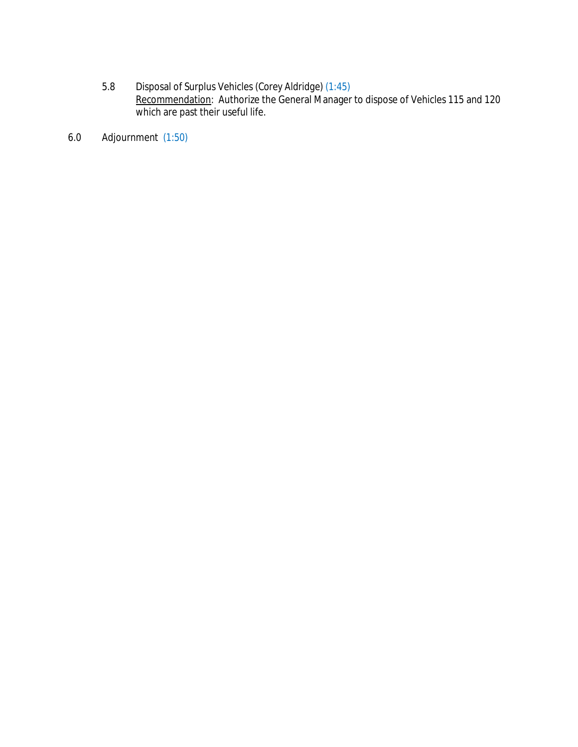5.8 Disposal of Surplus Vehicles (Corey Aldridge) (1:45)
<u>Recommendation</u>: Authorize the General Manager to dispose of Vehicles 115 and 120 which are past their useful life.

6.0 Adjournment (1:50)